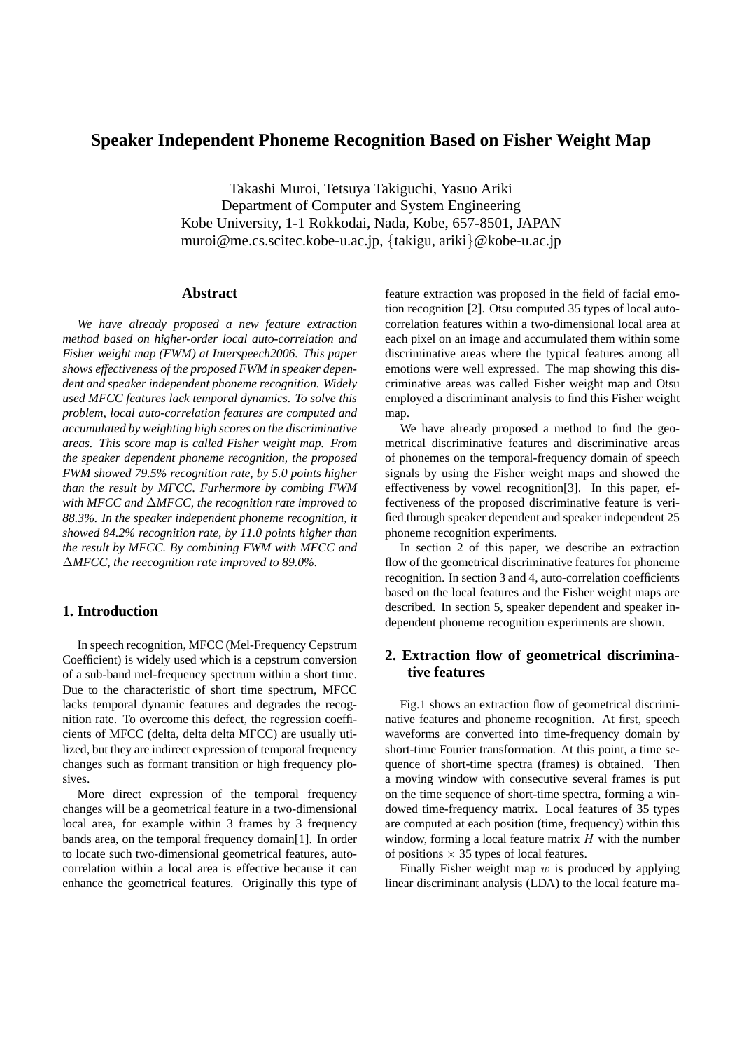# Speaker Independent Phoneme Recognition Based on Fisher Weight Map

Takashi Muroi, Tetsuya Takiguchi, Yasuo Ariki
Department of Computer and System Engineering
Kobe University, 1-1 Rokkodai, Nada, Kobe, 657-8501, JAPAN
muroi@me.cs.scitec.kobe-u.ac.jp, {takigu, ariki}@kobe-u.ac.jp

## Abstract

*We have already proposed a new feature extraction method based on higher-order local auto-correlation and Fisher weight map (FWM) at Interspeech2006. This paper shows effectiveness of the proposed FWM in speaker dependent and speaker independent phoneme recognition. Widely used MFCC features lack temporal dynamics. To solve this problem, local auto-correlation features are computed and accumulated by weighting high scores on the discriminative areas. This score map is called Fisher weight map. From the speaker dependent phoneme recognition, the proposed FWM showed 79.5% recognition rate, by 5.0 points higher than the result by MFCC. Furhermore by combing FWM with MFCC and* $\Delta$*MFCC, the recognition rate improved to 88.3%. In the speaker independent phoneme recognition, it showed 84.2% recognition rate, by 11.0 points higher than the result by MFCC. By combining FWM with MFCC and* $\Delta$*MFCC, the reecognition rate improved to 89.0%.*

## 1. Introduction

In speech recognition, MFCC (Mel-Frequency Cepstrum Coefficient) is widely used which is a cepstrum conversion of a sub-band mel-frequency spectrum within a short time. Due to the characteristic of short time spectrum, MFCC lacks temporal dynamic features and degrades the recognition rate. To overcome this defect, the regression coefficients of MFCC (delta, delta delta MFCC) are usually utilized, but they are indirect expression of temporal frequency changes such as formant transition or high frequency plosives.

More direct expression of the temporal frequency changes will be a geometrical feature in a two-dimensional local area, for example within 3 frames by 3 frequency bands area, on the temporal frequency domain[1]. In order to locate such two-dimensional geometrical features, auto-correlation within a local area is effective because it can enhance the geometrical features. Originally this type of feature extraction was proposed in the field of facial emotion recognition [2]. Otsu computed 35 types of local auto-correlation features within a two-dimensional local area at each pixel on an image and accumulated them within some discriminative areas where the typical features among all emotions were well expressed. The map showing this discriminative areas was called Fisher weight map and Otsu employed a discriminant analysis to find this Fisher weight map.

We have already proposed a method to find the geometrical discriminative features and discriminative areas of phonemes on the temporal-frequency domain of speech signals by using the Fisher weight maps and showed the effectiveness by vowel recognition[3]. In this paper, effectiveness of the proposed discriminative feature is verified through speaker dependent and speaker independent 25 phoneme recognition experiments.

In section 2 of this paper, we describe an extraction flow of the geometrical discriminative features for phoneme recognition. In section 3 and 4, auto-correlation coefficients based on the local features and the Fisher weight maps are described. In section 5, speaker dependent and speaker independent phoneme recognition experiments are shown.

## 2. Extraction flow of geometrical discriminative features

Fig.1 shows an extraction flow of geometrical discriminative features and phoneme recognition. At first, speech waveforms are converted into time-frequency domain by short-time Fourier transformation. At this point, a time sequence of short-time spectra (frames) is obtained. Then a moving window with consecutive several frames is put on the time sequence of short-time spectra, forming a windowed time-frequency matrix. Local features of 35 types are computed at each position (time, frequency) within this window, forming a local feature matrix $H$ with the number of positions $\times$ 35 types of local features.

Finally Fisher weight map $w$ is produced by applying linear discriminant analysis (LDA) to the local feature ma-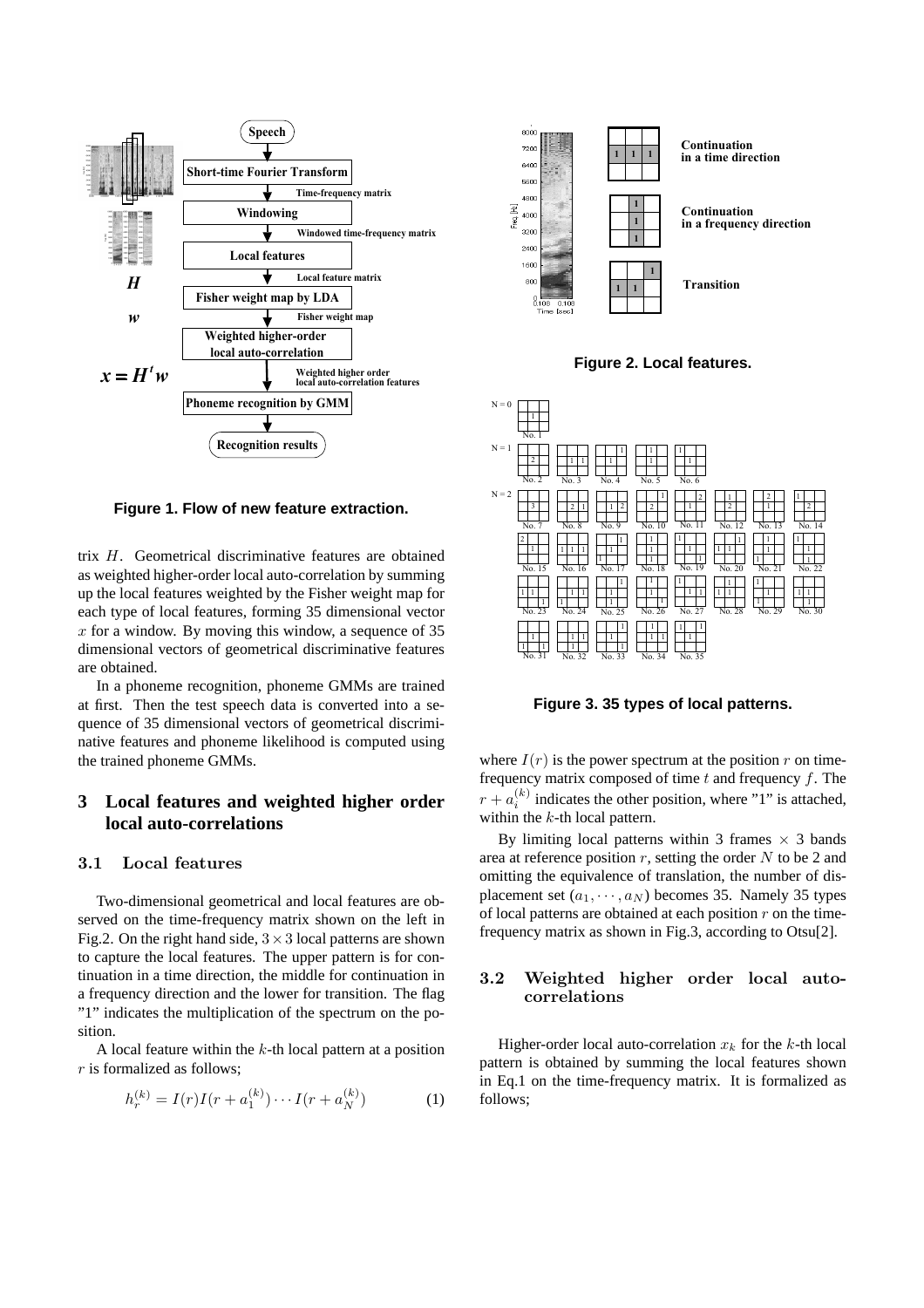**Figure 1. Flow of new feature extraction.**

**Figure 2. Local features.**

**Figure 3. 35 types of local patterns.**

trix $H$. Geometrical discriminative features are obtained as weighted higher-order local auto-correlation by summing up the local features weighted by the Fisher weight map for each type of local features, forming 35 dimensional vector $x$ for a window. By moving this window, a sequence of 35 dimensional vectors of geometrical discriminative features are obtained.

In a phoneme recognition, phoneme GMMs are trained at first. Then the test speech data is converted into a sequence of 35 dimensional vectors of geometrical discriminative features and phoneme likelihood is computed using the trained phoneme GMMs.

## 3 Local features and weighted higher order local auto-correlations

### 3.1 Local features

Two-dimensional geometrical and local features are observed on the time-frequency matrix shown on the left in Fig.2. On the right hand side, $3 \times 3$ local patterns are shown to capture the local features. The upper pattern is for continuation in a time direction, the middle for continuation in a frequency direction and the lower for transition. The flag "1" indicates the multiplication of the spectrum on the position.

A local feature within the $k$-th local pattern at a position $r$ is formalized as follows;

$$h_r^{(k)} = I(r)I(r + a_1^{(k)}) \cdots I(r + a_N^{(k)}) \tag{1}$$

where $I(r)$ is the power spectrum at the position $r$ on time-frequency matrix composed of time $t$ and frequency $f$. The $r + a_i^{(k)}$ indicates the other position, where "1" is attached, within the $k$-th local pattern.

By limiting local patterns within 3 frames $\times$ 3 bands area at reference position $r$, setting the order $N$ to be 2 and omitting the equivalence of translation, the number of displacement set $(a_1, \cdots, a_N)$ becomes 35. Namely 35 types of local patterns are obtained at each position $r$ on the time-frequency matrix as shown in Fig.3, according to Otsu[2].

### 3.2 Weighted higher order local auto-correlations

Higher-order local auto-correlation $x_k$ for the $k$-th local pattern is obtained by summing the local features shown in Eq.1 on the time-frequency matrix. It is formalized as follows;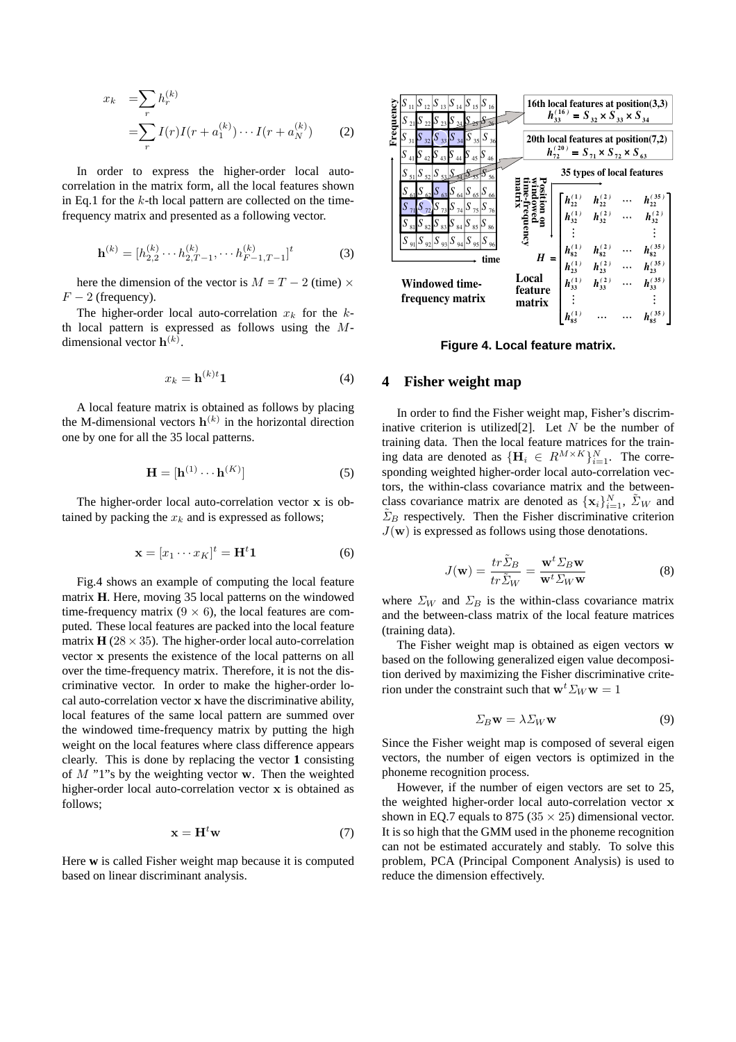$$x_k = \sum_r h_r^{(k)} = \sum_r I(r)I(r + a_1^{(k)}) \cdots I(r + a_N^{(k)}) \quad (2)$$

In order to express the higher-order local auto-correlation in the matrix form, all the local features shown in Eq.1 for the $k$-th local pattern are collected on the time-frequency matrix and presented as a following vector.

$$\mathbf{h}^{(k)} = [h_{2,2}^{(k)} \cdots h_{2,T-1}^{(k)}, \cdots h_{F-1,T-1}^{(k)}]^t \quad (3)$$

here the dimension of the vector is $M = T - 2$ (time) $\times$ $F - 2$ (frequency).

The higher-order local auto-correlation $x_k$ for the $k$-th local pattern is expressed as follows using the $M$-dimensional vector $\mathbf{h}^{(k)}$.

$$x_k = \mathbf{h}^{(k)t}\mathbf{1} \quad (4)$$

A local feature matrix is obtained as follows by placing the M-dimensional vectors $\mathbf{h}^{(k)}$ in the horizontal direction one by one for all the 35 local patterns.

$$\mathbf{H} = [\mathbf{h}^{(1)} \cdots \mathbf{h}^{(K)}] \quad (5)$$

The higher-order local auto-correlation vector $\mathbf{x}$ is obtained by packing the $x_k$ and is expressed as follows;

$$\mathbf{x} = [x_1 \cdots x_K]^t = \mathbf{H}^t\mathbf{1} \quad (6)$$

Fig.4 shows an example of computing the local feature matrix $\mathbf{H}$. Here, moving 35 local patterns on the windowed time-frequency matrix ($9 \times 6$), the local features are computed. These local features are packed into the local feature matrix $\mathbf{H}$ ($28 \times 35$). The higher-order local auto-correlation vector $\mathbf{x}$ presents the existence of the local patterns on all over the time-frequency matrix. Therefore, it is not the discriminative vector. In order to make the higher-order local auto-correlation vector $\mathbf{x}$ have the discriminative ability, local features of the same local pattern are summed over the windowed time-frequency matrix by putting the high weight on the local features where class difference appears clearly. This is done by replacing the vector $\mathbf{1}$ consisting of $M$ "1"s by the weighting vector $\mathbf{w}$. Then the weighted higher-order local auto-correlation vector $\mathbf{x}$ is obtained as follows;

$$\mathbf{x} = \mathbf{H}^t\mathbf{w} \quad (7)$$

Here $\mathbf{w}$ is called Fisher weight map because it is computed based on linear discriminant analysis.

**Figure 4. Local feature matrix.**

## 4 Fisher weight map

In order to find the Fisher weight map, Fisher's discriminative criterion is utilized[2]. Let $N$ be the number of training data. Then the local feature matrices for the training data are denoted as $\{\mathbf{H}_i \in R^{M \times K}\}_{i=1}^N$. The corresponding weighted higher-order local auto-correlation vectors, the within-class covariance matrix and the between-class covariance matrix are denoted as $\{\mathbf{x}_i\}_{i=1}^N$, $\tilde{\Sigma}_W$ and $\tilde{\Sigma}_B$ respectively. Then the Fisher discriminative criterion $J(\mathbf{w})$ is expressed as follows using those denotations.

$$J(\mathbf{w}) = \frac{tr\tilde{\Sigma}_B}{tr\tilde{\Sigma}_W} = \frac{\mathbf{w}^t \Sigma_B \mathbf{w}}{\mathbf{w}^t \Sigma_W \mathbf{w}} \quad (8)$$

where $\Sigma_W$ and $\Sigma_B$ is the within-class covariance matrix and the between-class matrix of the local feature matrices (training data).

The Fisher weight map is obtained as eigen vectors $\mathbf{w}$ based on the following generalized eigen value decomposition derived by maximizing the Fisher discriminative criterion under the constraint such that $\mathbf{w}^t\Sigma_W\mathbf{w} = 1$

$$\Sigma_B\mathbf{w} = \lambda\Sigma_W\mathbf{w} \quad (9)$$

Since the Fisher weight map is composed of several eigen vectors, the number of eigen vectors is optimized in the phoneme recognition process.

However, if the number of eigen vectors are set to 25, the weighted higher-order local auto-correlation vector $\mathbf{x}$ shown in EQ.7 equals to 875 ($35 \times 25$) dimensional vector. It is so high that the GMM used in the phoneme recognition can not be estimated accurately and stably. To solve this problem, PCA (Principal Component Analysis) is used to reduce the dimension effectively.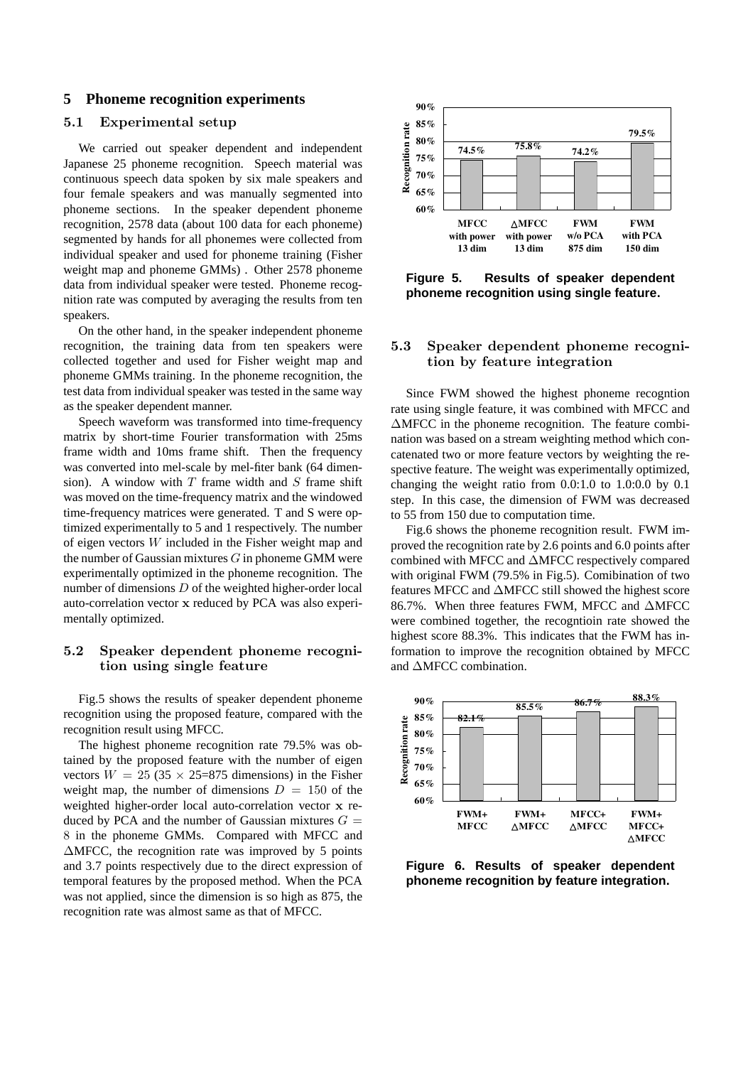## 5 Phoneme recognition experiments

### 5.1 Experimental setup

We carried out speaker dependent and independent Japanese 25 phoneme recognition. Speech material was continuous speech data spoken by six male speakers and four female speakers and was manually segmented into phoneme sections. In the speaker dependent phoneme recognition, 2578 data (about 100 data for each phoneme) segmented by hands for all phonemes were collected from individual speaker and used for phoneme training (Fisher weight map and phoneme GMMs) . Other 2578 phoneme data from individual speaker were tested. Phoneme recognition rate was computed by averaging the results from ten speakers.

On the other hand, in the speaker independent phoneme recognition, the training data from ten speakers were collected together and used for Fisher weight map and phoneme GMMs training. In the phoneme recognition, the test data from individual speaker was tested in the same way as the speaker dependent manner.

Speech waveform was transformed into time-frequency matrix by short-time Fourier transformation with 25ms frame width and 10ms frame shift. Then the frequency was converted into mel-scale by mel-fiter bank (64 dimension). A window with $T$ frame width and $S$ frame shift was moved on the time-frequency matrix and the windowed time-frequency matrices were generated. T and S were optimized experimentally to 5 and 1 respectively. The number of eigen vectors $W$ included in the Fisher weight map and the number of Gaussian mixtures $G$ in phoneme GMM were experimentally optimized in the phoneme recognition. The number of dimensions $D$ of the weighted higher-order local auto-correlation vector $\mathbf{x}$ reduced by PCA was also experimentally optimized.

### 5.2 Speaker dependent phoneme recognition using single feature

Fig.5 shows the results of speaker dependent phoneme recognition using the proposed feature, compared with the recognition result using MFCC.

The highest phoneme recognition rate 79.5% was obtained by the proposed feature with the number of eigen vectors $W = 25$ (35 $\times$ 25=875 dimensions) in the Fisher weight map, the number of dimensions $D = 150$ of the weighted higher-order local auto-correlation vector $\mathbf{x}$ reduced by PCA and the number of Gaussian mixtures $G = 8$ in the phoneme GMMs. Compared with MFCC and $\Delta$MFCC, the recognition rate was improved by 5 points and 3.7 points respectively due to the direct expression of temporal features by the proposed method. When the PCA was not applied, since the dimension is so high as 875, the recognition rate was almost same as that of MFCC.

| Feature | Recognition rate |
|---|---|
| MFCC with power 13 dim | 74.5% |
| $\Delta$MFCC with power 13 dim | 75.8% |
| FWM w/o PCA 875 dim | 74.2% |
| FWM with PCA 150 dim | 79.5% |

**Figure 5. Results of speaker dependent phoneme recognition using single feature.**

### 5.3 Speaker dependent phoneme recognition by feature integration

Since FWM showed the highest phoneme recogntion rate using single feature, it was combined with MFCC and $\Delta$MFCC in the phoneme recognition. The feature combination was based on a stream weighting method which concatenated two or more feature vectors by weighting the respective feature. The weight was experimentally optimized, changing the weight ratio from 0.0:1.0 to 1.0:0.0 by 0.1 step. In this case, the dimension of FWM was decreased to 55 from 150 due to computation time.

Fig.6 shows the phoneme recognition result. FWM improved the recognition rate by 2.6 points and 6.0 points after combined with MFCC and $\Delta$MFCC respectively compared with original FWM (79.5% in Fig.5). Comibination of two features MFCC and $\Delta$MFCC still showed the highest score 86.7%. When three features FWM, MFCC and $\Delta$MFCC were combined together, the recogntioin rate showed the highest score 88.3%. This indicates that the FWM has information to improve the recognition obtained by MFCC and $\Delta$MFCC combination.

| Features | Recognition rate |
|---|---|
| FWM+ MFCC | 82.1% |
| FWM+ $\Delta$MFCC | 85.5% |
| MFCC+ $\Delta$MFCC | 86.7% |
| FWM+ MFCC+ $\Delta$MFCC | 88.3% |

**Figure 6. Results of speaker dependent phoneme recognition by feature integration.**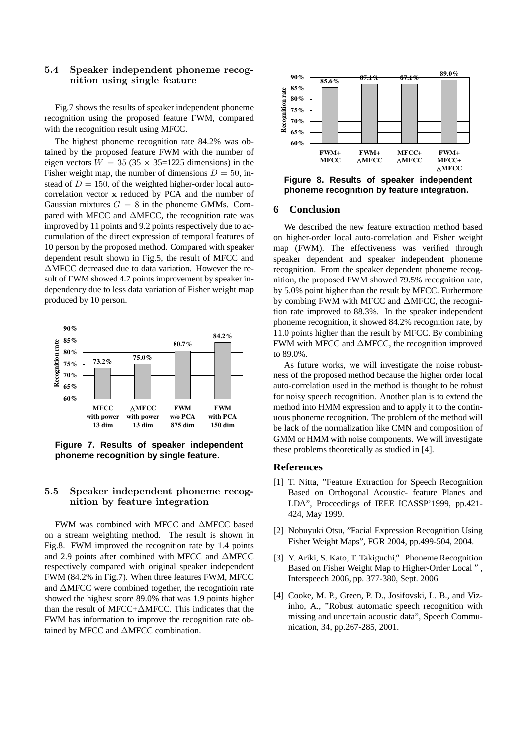### 5.4 Speaker independent phoneme recognition using single feature

Fig.7 shows the results of speaker independent phoneme recognition using the proposed feature FWM, compared with the recognition result using MFCC.

The highest phoneme recognition rate 84.2% was obtained by the proposed feature FWM with the number of eigen vectors $W = 35$ (35 $\times$ 35=1225 dimensions) in the Fisher weight map, the number of dimensions $D = 50$, instead of $D = 150$, of the weighted higher-order local autocorrelation vector $\mathbf{x}$ reduced by PCA and the number of Gaussian mixtures $G = 8$ in the phoneme GMMs. Compared with MFCC and $\Delta$MFCC, the recognition rate was improved by 11 points and 9.2 points respectively due to accumulation of the direct expression of temporal features of 10 person by the proposed method. Compared with speaker dependent result shown in Fig.5, the result of MFCC and $\Delta$MFCC decreased due to data variation. However the result of FWM showed 4.7 points improvement by speaker independency due to less data variation of Fisher weight map produced by 10 person.

Recognition rate
90%
85%
80%
75%
70%
65%
60%
73.2%
75.0%
80.7%
84.2%
MFCC with power 13 dim
$\Delta$MFCC with power 13 dim
FWM w/o PCA 875 dim
FWM with PCA 150 dim

**Figure 7. Results of speaker independent phoneme recognition by single feature.**

### 5.5 Speaker independent phoneme recognition by feature integration

FWM was combined with MFCC and $\Delta$MFCC based on a stream weighting method. The result is shown in Fig.8. FWM improved the recognition rate by 1.4 points and 2.9 points after combined with MFCC and $\Delta$MFCC respectively compared with original speaker independent FWM (84.2% in Fig.7). When three features FWM, MFCC and $\Delta$MFCC were combined together, the recogntioin rate showed the highest score 89.0% that was 1.9 points higher than the result of MFCC+$\Delta$MFCC. This indicates that the FWM has information to improve the recognition rate obtained by MFCC and $\Delta$MFCC combination.

Recognition rate
90%
85%
80%
75%
70%
65%
60%
85.6%
87.1%
87.1%
89.0%
FWM+ MFCC
FWM+ $\Delta$MFCC
MFCC+ $\Delta$MFCC
FWM+ MFCC+ $\Delta$MFCC

**Figure 8. Results of speaker independent phoneme recognition by feature integration.**

## 6 Conclusion

We described the new feature extraction method based on higher-order local auto-correlation and Fisher weight map (FWM). The effectiveness was verified through speaker dependent and speaker independent phoneme recognition. From the speaker dependent phoneme recognition, the proposed FWM showed 79.5% recognition rate, by 5.0% point higher than the result by MFCC. Furhermore by combing FWM with MFCC and $\Delta$MFCC, the recognition rate improved to 88.3%. In the speaker independent phoneme recognition, it showed 84.2% recognition rate, by 11.0 points higher than the result by MFCC. By combining FWM with MFCC and $\Delta$MFCC, the recognition improved to 89.0%.

As future works, we will investigate the noise robustness of the proposed method because the higher order local auto-correlation used in the method is thought to be robust for noisy speech recognition. Another plan is to extend the method into HMM expression and to apply it to the continuous phoneme recognition. The problem of the method will be lack of the normalization like CMN and composition of GMM or HMM with noise components. We will investigate these problems theoretically as studied in [4].

## References

[1] T. Nitta, "Feature Extraction for Speech Recognition Based on Orthogonal Acoustic- feature Planes and LDA", Proceedings of IEEE ICASSP'1999, pp.421-424, May 1999.

[2] Nobuyuki Otsu, "Facial Expression Recognition Using Fisher Weight Maps", FGR 2004, pp.499-504, 2004.

[3] Y. Ariki, S. Kato, T. Takiguchi, "Phoneme Recognition Based on Fisher Weight Map to Higher-Order Local ", Interspeech 2006, pp. 377-380, Sept. 2006.

[4] Cooke, M. P., Green, P. D., Josifovski, L. B., and Vizinho, A., "Robust automatic speech recognition with missing and uncertain acoustic data", Speech Communication, 34, pp.267-285, 2001.